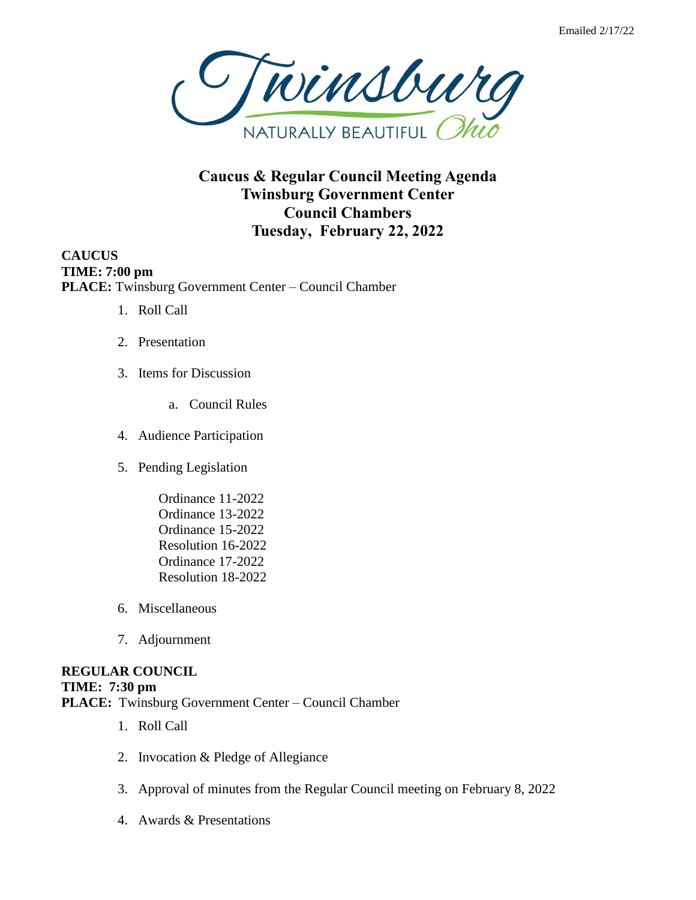Emailed 2/17/22

Twinsburg
NATURALLY BEAUTIFUL Ohio

# Caucus & Regular Council Meeting Agenda
# Twinsburg Government Center
# Council Chambers
# Tuesday, February 22, 2022

**CAUCUS**
**TIME: 7:00 pm**
**PLACE:** Twinsburg Government Center – Council Chamber

1. Roll Call
2. Presentation
3. Items for Discussion
    a. Council Rules
4. Audience Participation
5. Pending Legislation

    Ordinance 11-2022
    Ordinance 13-2022
    Ordinance 15-2022
    Resolution 16-2022
    Ordinance 17-2022
    Resolution 18-2022

6. Miscellaneous
7. Adjournment

**REGULAR COUNCIL**
**TIME: 7:30 pm**
**PLACE:** Twinsburg Government Center – Council Chamber

1. Roll Call
2. Invocation & Pledge of Allegiance
3. Approval of minutes from the Regular Council meeting on February 8, 2022
4. Awards & Presentations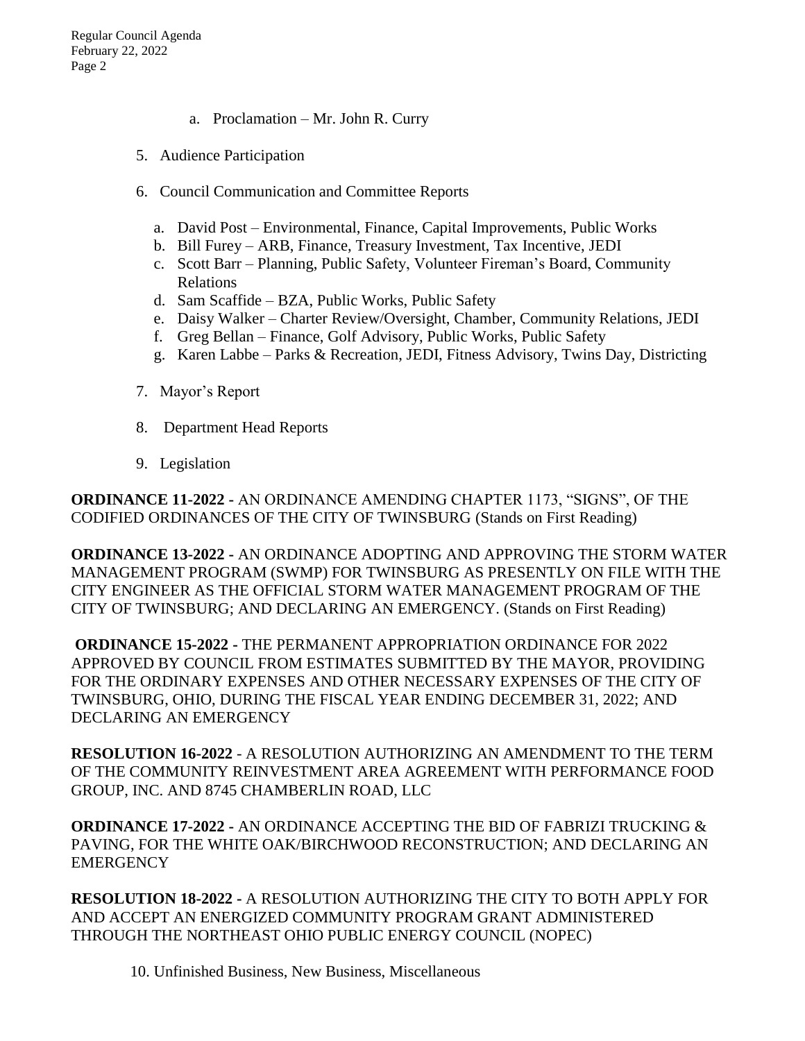a. Proclamation – Mr. John R. Curry

5. Audience Participation

6. Council Communication and Committee Reports

   a. David Post – Environmental, Finance, Capital Improvements, Public Works
   b. Bill Furey – ARB, Finance, Treasury Investment, Tax Incentive, JEDI
   c. Scott Barr – Planning, Public Safety, Volunteer Fireman's Board, Community Relations
   d. Sam Scaffide – BZA, Public Works, Public Safety
   e. Daisy Walker – Charter Review/Oversight, Chamber, Community Relations, JEDI
   f. Greg Bellan – Finance, Golf Advisory, Public Works, Public Safety
   g. Karen Labbe – Parks & Recreation, JEDI, Fitness Advisory, Twins Day, Districting

7. Mayor's Report

8. Department Head Reports

9. Legislation

**ORDINANCE 11-2022 -** AN ORDINANCE AMENDING CHAPTER 1173, "SIGNS", OF THE CODIFIED ORDINANCES OF THE CITY OF TWINSBURG (Stands on First Reading)

**ORDINANCE 13-2022 -** AN ORDINANCE ADOPTING AND APPROVING THE STORM WATER MANAGEMENT PROGRAM (SWMP) FOR TWINSBURG AS PRESENTLY ON FILE WITH THE CITY ENGINEER AS THE OFFICIAL STORM WATER MANAGEMENT PROGRAM OF THE CITY OF TWINSBURG; AND DECLARING AN EMERGENCY. (Stands on First Reading)

**ORDINANCE 15-2022 -** THE PERMANENT APPROPRIATION ORDINANCE FOR 2022 APPROVED BY COUNCIL FROM ESTIMATES SUBMITTED BY THE MAYOR, PROVIDING FOR THE ORDINARY EXPENSES AND OTHER NECESSARY EXPENSES OF THE CITY OF TWINSBURG, OHIO, DURING THE FISCAL YEAR ENDING DECEMBER 31, 2022; AND DECLARING AN EMERGENCY

**RESOLUTION 16-2022** - A RESOLUTION AUTHORIZING AN AMENDMENT TO THE TERM OF THE COMMUNITY REINVESTMENT AREA AGREEMENT WITH PERFORMANCE FOOD GROUP, INC. AND 8745 CHAMBERLIN ROAD, LLC

**ORDINANCE 17-2022 -** AN ORDINANCE ACCEPTING THE BID OF FABRIZI TRUCKING & PAVING, FOR THE WHITE OAK/BIRCHWOOD RECONSTRUCTION; AND DECLARING AN EMERGENCY

**RESOLUTION 18-2022 -** A RESOLUTION AUTHORIZING THE CITY TO BOTH APPLY FOR AND ACCEPT AN ENERGIZED COMMUNITY PROGRAM GRANT ADMINISTERED THROUGH THE NORTHEAST OHIO PUBLIC ENERGY COUNCIL (NOPEC)

10. Unfinished Business, New Business, Miscellaneous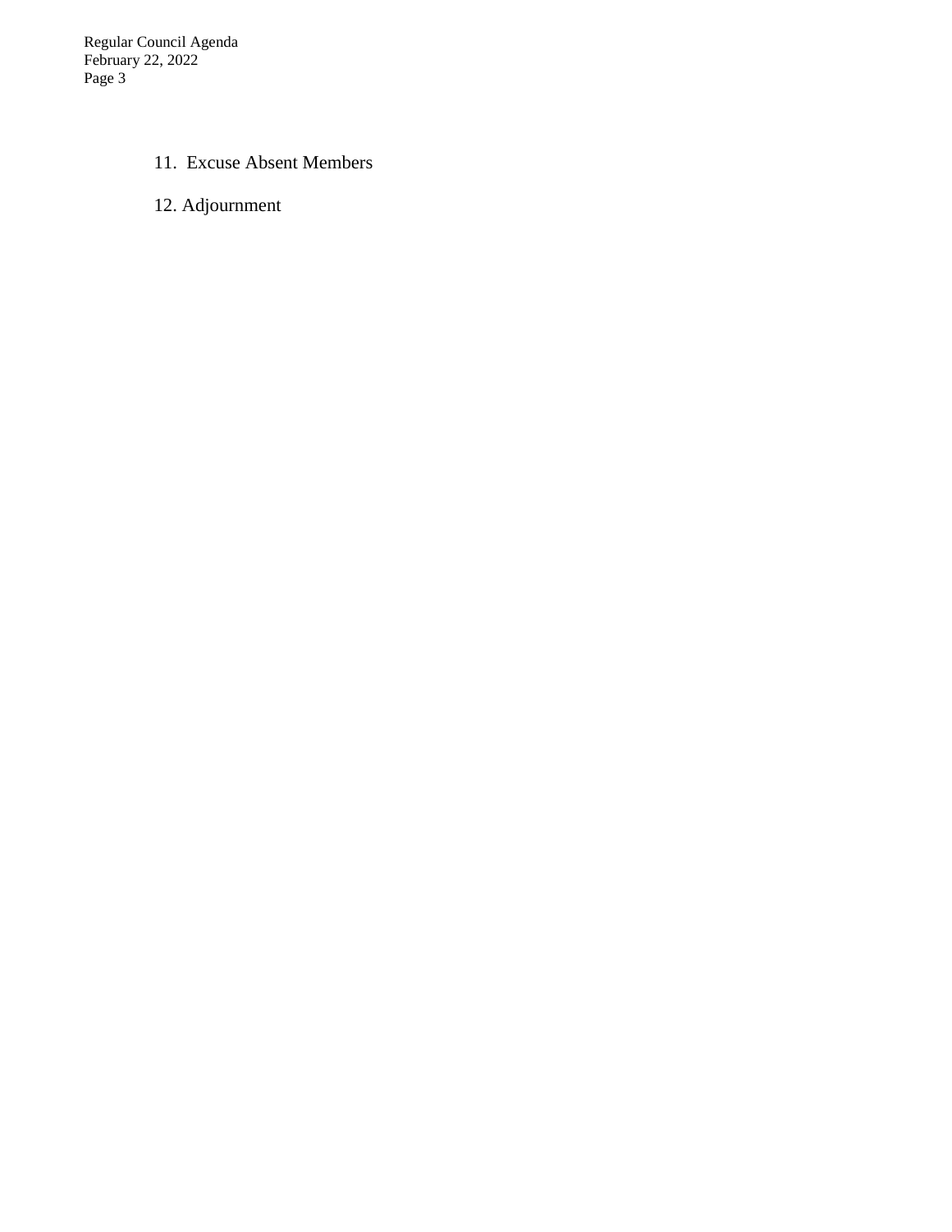11. Excuse Absent Members

12. Adjournment